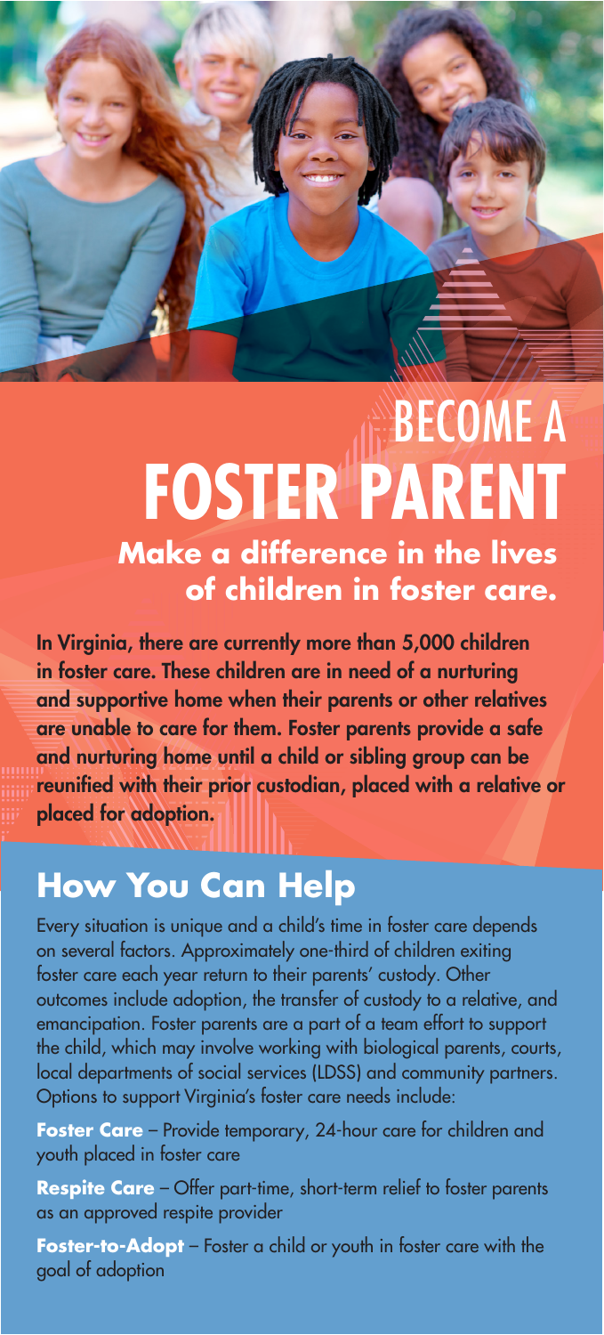# BECOME A FOSTER PARENT

## Make a difference in the lives of children in foster care.

**In Virginia, there are currently more than 5,000 children in foster care. These children are in need of a nurturing and supportive home when their parents or other relatives are unable to care for them. Foster parents provide a safe and nurturing home until a child or sibling group can be reunified with their prior custodian, placed with a relative or placed for adoption.**

## How You Can Help

Every situation is unique and a child's time in foster care depends on several factors. Approximately one-third of children exiting foster care each year return to their parents' custody. Other outcomes include adoption, the transfer of custody to a relative, and emancipation. Foster parents are a part of a team effort to support the child, which may involve working with biological parents, courts, local departments of social services (LDSS) and community partners. Options to support Virginia's foster care needs include:

**Foster Care** – Provide temporary, 24-hour care for children and youth placed in foster care

**Respite Care** – Offer part-time, short-term relief to foster parents as an approved respite provider

**Foster-to-Adopt** – Foster a child or youth in foster care with the goal of adoption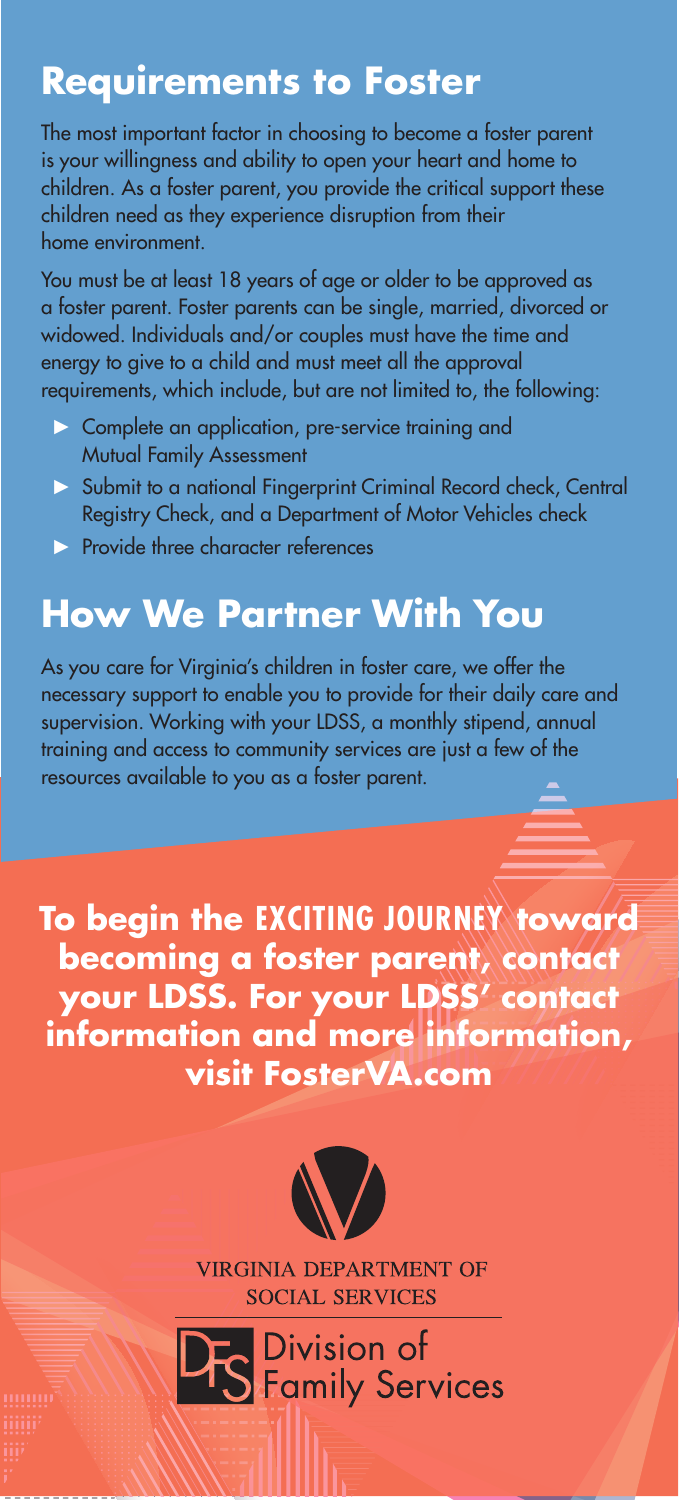## Requirements to Foster

The most important factor in choosing to become a foster parent is your willingness and ability to open your heart and home to children. As a foster parent, you provide the critical support these children need as they experience disruption from their home environment.

You must be at least 18 years of age or older to be approved as a foster parent. Foster parents can be single, married, divorced or widowed. Individuals and/or couples must have the time and energy to give to a child and must meet all the approval requirements, which include, but are not limited to, the following:

- Complete an application, pre-service training and Mutual Family Assessment
- Submit to a national Fingerprint Criminal Record check, Central Registry Check, and a Department of Motor Vehicles check
- Provide three character references

## How We Partner With You

As you care for Virginia's children in foster care, we offer the necessary support to enable you to provide for their daily care and supervision. Working with your LDSS, a monthly stipend, annual training and access to community services are just a few of the resources available to you as a foster parent.

**To begin the EXCITING JOURNEY toward becoming a foster parent, contact your LDSS. For your LDSS' contact information and more information, visit FosterVA.com**

VIRGINIA DEPARTMENT OF SOCIAL SERVICES

Division of Family Services